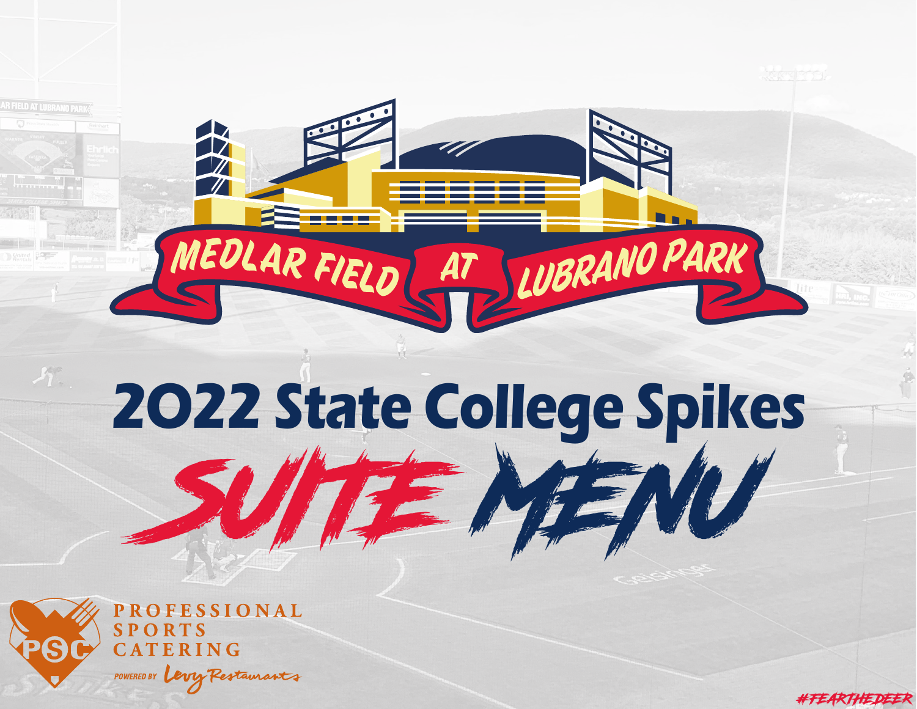# MEDLAR FIELD AT LUBRANO PARK

# 2022 State College Spikes

# SUITE MENU

PROFESSIONAL SPORTS CATERING

POWERED BY Levy Restaurants

#FEARTHEDEER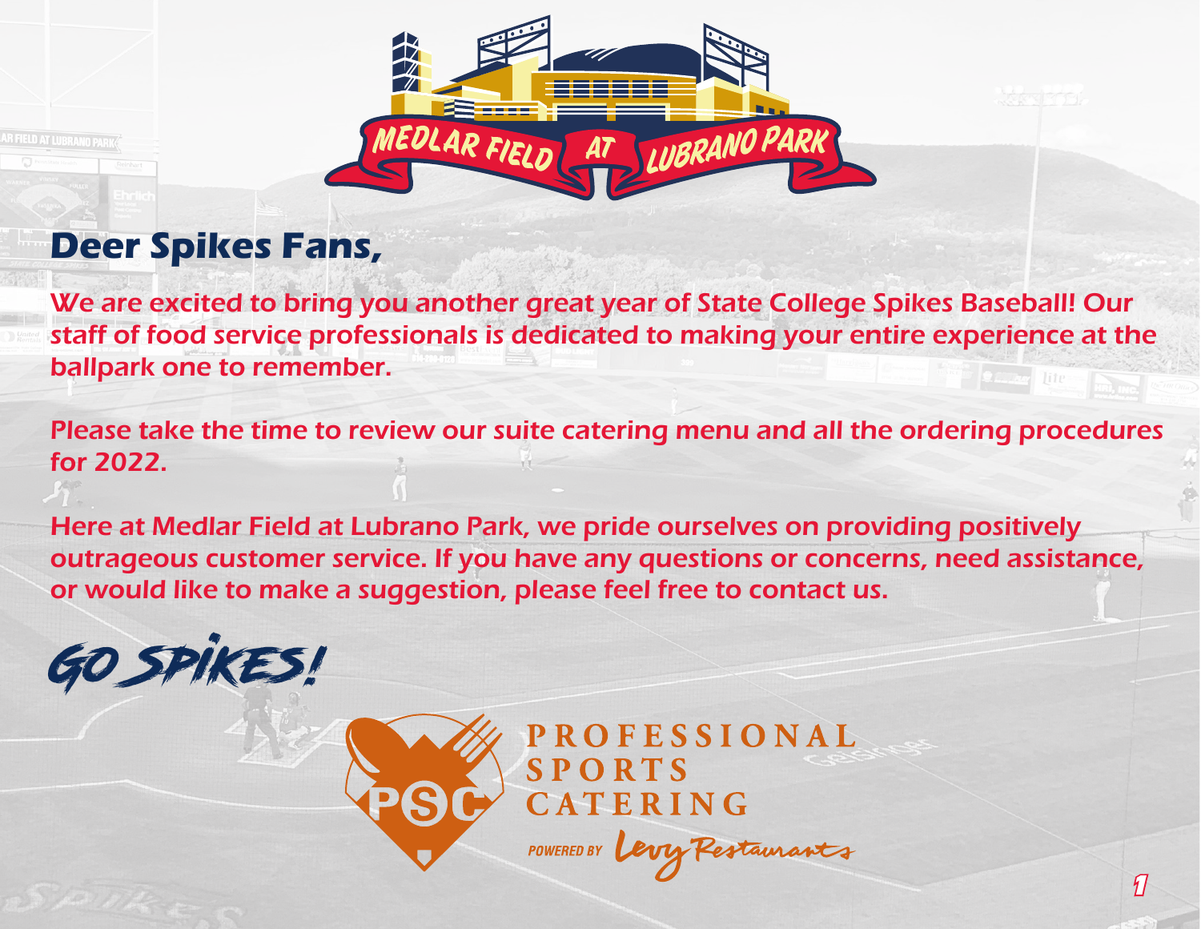MEDLAR FIELD AT LUBRANO PARK

## Deer Spikes Fans,

We are excited to bring you another great year of State College Spikes Baseball! Our staff of food service professionals is dedicated to making your entire experience at the ballpark one to remember.

Please take the time to review our suite catering menu and all the ordering procedures for 2022.

Here at Medlar Field at Lubrano Park, we pride ourselves on providing positively outrageous customer service. If you have any questions or concerns, need assistance, or would like to make a suggestion, please feel free to contact us.

GO SPIKES!

PROFESSIONAL SPORTS CATERING

POWERED BY Levy Restaurants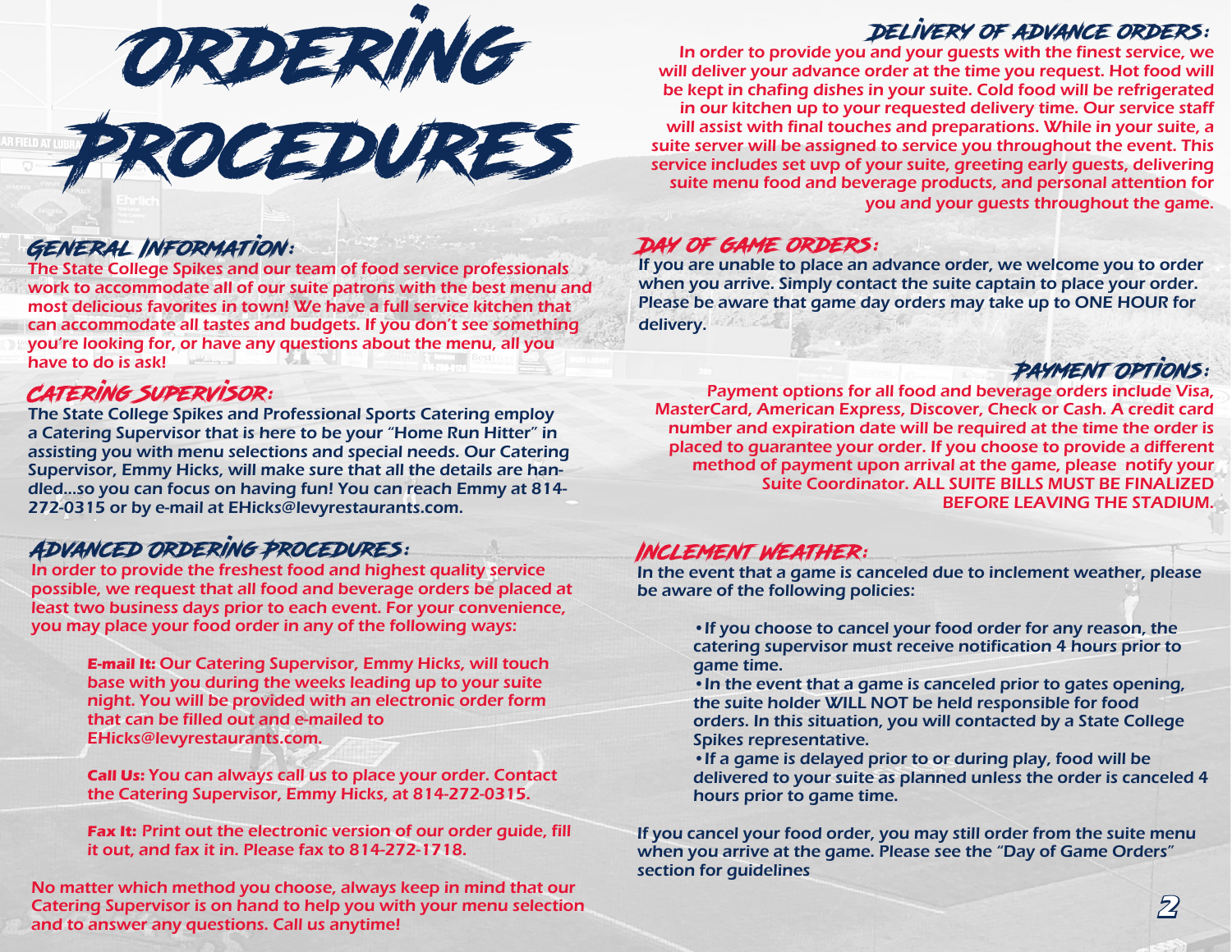# Ordering Procedures

## General Information:

The State College Spikes and our team of food service professionals work to accommodate all of our suite patrons with the best menu and most delicious favorites in town! We have a full service kitchen that can accommodate all tastes and budgets. If you don't see something you're looking for, or have any questions about the menu, all you have to do is ask!

## Catering Supervisor:

The State College Spikes and Professional Sports Catering employ a Catering Supervisor that is here to be your "Home Run Hitter" in assisting you with menu selections and special needs. Our Catering Supervisor, Emmy Hicks, will make sure that all the details are handled...so you can focus on having fun! You can reach Emmy at 814-272-0315 or by e-mail at EHicks@levyrestaurants.com.

## Advanced Ordering Procedures:

In order to provide the freshest food and highest quality service possible, we request that all food and beverage orders be placed at least two business days prior to each event. For your convenience, you may place your food order in any of the following ways:

**E-mail It:** Our Catering Supervisor, Emmy Hicks, will touch base with you during the weeks leading up to your suite night. You will be provided with an electronic order form that can be filled out and e-mailed to EHicks@levyrestaurants.com.

**Call Us:** You can always call us to place your order. Contact the Catering Supervisor, Emmy Hicks, at 814-272-0315.

**Fax It:** Print out the electronic version of our order guide, fill it out, and fax it in. Please fax to 814-272-1718.

No matter which method you choose, always keep in mind that our Catering Supervisor is on hand to help you with your menu selection and to answer any questions. Call us anytime!

## Delivery of Advance Orders:

In order to provide you and your guests with the finest service, we will deliver your advance order at the time you request. Hot food will be kept in chafing dishes in your suite. Cold food will be refrigerated in our kitchen up to your requested delivery time. Our service staff will assist with final touches and preparations. While in your suite, a suite server will be assigned to service you throughout the event. This service includes set uvp of your suite, greeting early guests, delivering suite menu food and beverage products, and personal attention for you and your guests throughout the game.

## Day of Game Orders:

If you are unable to place an advance order, we welcome you to order when you arrive. Simply contact the suite captain to place your order. Please be aware that game day orders may take up to ONE HOUR for delivery.

## Payment Options:

Payment options for all food and beverage orders include Visa, MasterCard, American Express, Discover, Check or Cash. A credit card number and expiration date will be required at the time the order is placed to guarantee your order. If you choose to provide a different method of payment upon arrival at the game, please notify your Suite Coordinator. ALL SUITE BILLS MUST BE FINALIZED BEFORE LEAVING THE STADIUM.

## Inclement Weather:

In the event that a game is canceled due to inclement weather, please be aware of the following policies:

- If you choose to cancel your food order for any reason, the catering supervisor must receive notification 4 hours prior to game time.
- In the event that a game is canceled prior to gates opening, the suite holder WILL NOT be held responsible for food orders. In this situation, you will contacted by a State College Spikes representative.
- If a game is delayed prior to or during play, food will be delivered to your suite as planned unless the order is canceled 4 hours prior to game time.

If you cancel your food order, you may still order from the suite menu when you arrive at the game. Please see the "Day of Game Orders" section for guidelines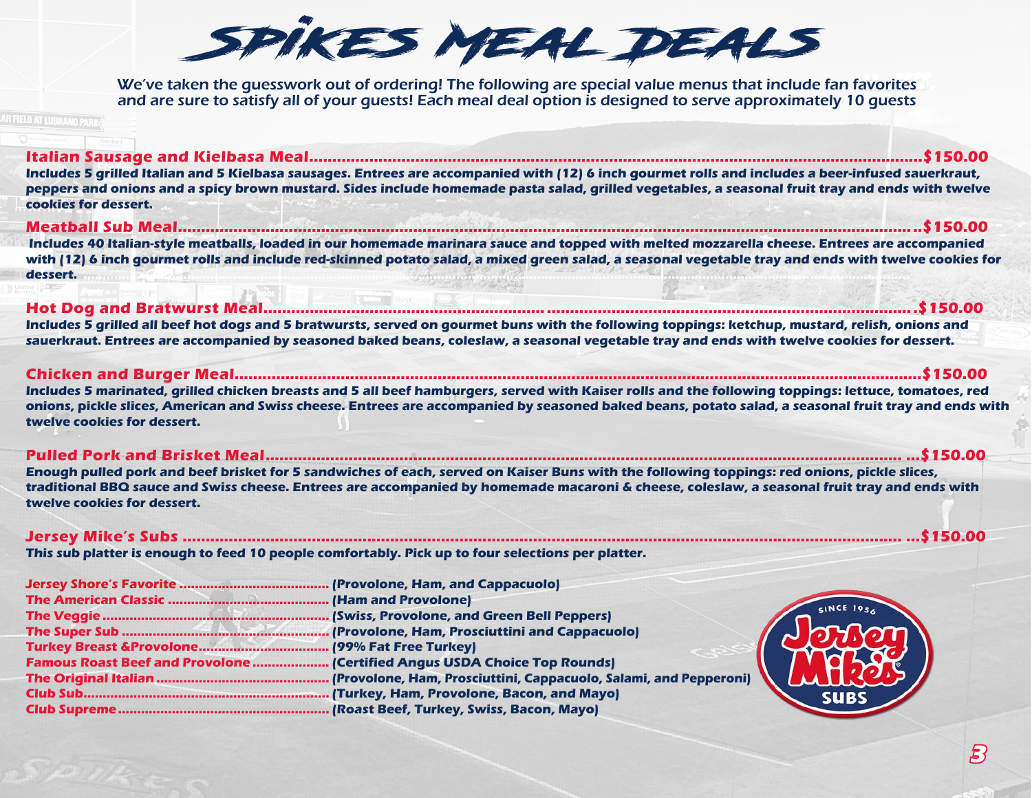# SPIKES MEAL DEALS

*We've taken the guesswork out of ordering! The following are special value menus that include fan favorites and are sure to satisfy all of your guests! Each meal deal option is designed to serve approximately 10 guests*

**Italian Sausage and Kielbasa Meal....................................................................................................$150.00**

**Includes 5 grilled Italian and 5 Kielbasa sausages. Entrees are accompanied with (12) 6 inch gourmet rolls and includes a beer-infused sauerkraut, peppers and onions and a spicy brown mustard. Sides include homemade pasta salad, grilled vegetables, a seasonal fruit tray and ends with twelve cookies for dessert.**

**Meatball Sub Meal....................................................................................................................$150.00**

**Includes 40 Italian-style meatballs, loaded in our homemade marinara sauce and topped with melted mozzarella cheese. Entrees are accompanied with (12) 6 inch gourmet rolls and include red-skinned potato salad, a mixed green salad, a seasonal vegetable tray and ends with twelve cookies for dessert.**

**Hot Dog and Bratwurst Meal.........................................................................................................$150.00**

**Includes 5 grilled all beef hot dogs and 5 bratwursts, served on gourmet buns with the following toppings: ketchup, mustard, relish, onions and sauerkraut. Entrees are accompanied by seasoned baked beans, coleslaw, a seasonal vegetable tray and ends with twelve cookies for dessert.**

**Chicken and Burger Meal..............................................................................................................$150.00**

**Includes 5 marinated, grilled chicken breasts and 5 all beef hamburgers, served with Kaiser rolls and the following toppings: lettuce, tomatoes, red onions, pickle slices, American and Swiss cheese. Entrees are accompanied by seasoned baked beans, potato salad, a seasonal fruit tray and ends with twelve cookies for dessert.**

**Pulled Pork and Brisket Meal........................................................................................................$150.00**

**Enough pulled pork and beef brisket for 5 sandwiches of each, served on Kaiser Buns with the following toppings: red onions, pickle slices, traditional BBQ sauce and Swiss cheese. Entrees are accompanied by homemade macaroni & cheese, coleslaw, a seasonal fruit tray and ends with twelve cookies for dessert.**

**Jersey Mike's Subs ....................................................................................................................$150.00**

**This sub platter is enough to feed 10 people comfortably. Pick up to four selections per platter.**

**Jersey Shore's Favorite ......................................... (Provolone, Ham, and Cappacuolo)**
**The American Classic ........................................... (Ham and Provolone)**
**The Veggie ............................................................ (Swiss, Provolone, and Green Bell Peppers)**
**The Super Sub ....................................................... (Provolone, Ham, Prosciuttini and Cappacuolo)**
**Turkey Breast &Provolone..................................... (99% Fat Free Turkey)**
**Famous Roast Beef and Provolone ........................ (Certified Angus USDA Choice Top Rounds)**
**The Original Italian ............................................... (Provolone, Ham, Prosciuttini, Cappacuolo, Salami, and Pepperoni)**
**Club Sub................................................................. (Turkey, Ham, Provolone, Bacon, and Mayo)**
**Club Supreme ........................................................ (Roast Beef, Turkey, Swiss, Bacon, Mayo)**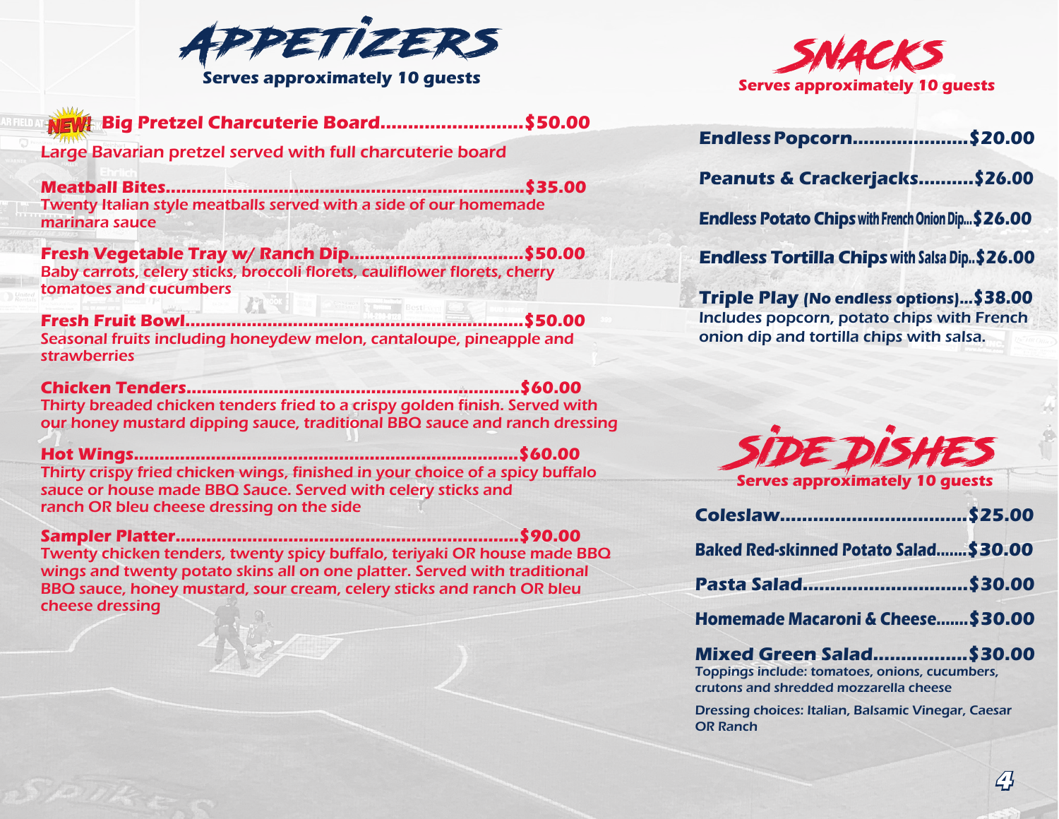# APPETIZERS

**Serves approximately 10 guests**

**NEW! Big Pretzel Charcuterie Board..........................$50.00**
Large Bavarian pretzel served with full charcuterie board

**Meatball Bites..................................................................$35.00**
Twenty Italian style meatballs served with a side of our homemade marinara sauce

**Fresh Vegetable Tray w/ Ranch Dip.................................$50.00**
Baby carrots, celery sticks, broccoli florets, cauliflower florets, cherry tomatoes and cucumbers

**Fresh Fruit Bowl................................................................$50.00**
Seasonal fruits including honeydew melon, cantaloupe, pineapple and strawberries

**Chicken Tenders...............................................................$60.00**
Thirty breaded chicken tenders fried to a crispy golden finish. Served with our honey mustard dipping sauce, traditional BBQ sauce and ranch dressing

**Hot Wings.........................................................................$60.00**
Thirty crispy fried chicken wings, finished in your choice of a spicy buffalo sauce or house made BBQ Sauce. Served with celery sticks and ranch OR bleu cheese dressing on the side

**Sampler Platter.................................................................$90.00**
Twenty chicken tenders, twenty spicy buffalo, teriyaki OR house made BBQ wings and twenty potato skins all on one platter. Served with traditional BBQ sauce, honey mustard, sour cream, celery sticks and ranch OR bleu cheese dressing

# SNACKS

**Serves approximately 10 guests**

**Endless Popcorn....................$20.00**

**Peanuts & Crackerjacks..........$26.00**

**Endless Potato Chips with French Onion Dip...$26.00**

**Endless Tortilla Chips with Salsa Dip..$26.00**

**Triple Play (No endless options)...$38.00**
Includes popcorn, potato chips with French onion dip and tortilla chips with salsa.

# SIDE DISHES

**Serves approximately 10 guests**

**Coleslaw................................$25.00**

**Baked Red-skinned Potato Salad.......$30.00**

**Pasta Salad............................$30.00**

**Homemade Macaroni & Cheese.......$30.00**

**Mixed Green Salad.................$30.00**
Toppings include: tomatoes, onions, cucumbers, crutons and shredded mozzarella cheese

Dressing choices: Italian, Balsamic Vinegar, Caesar OR Ranch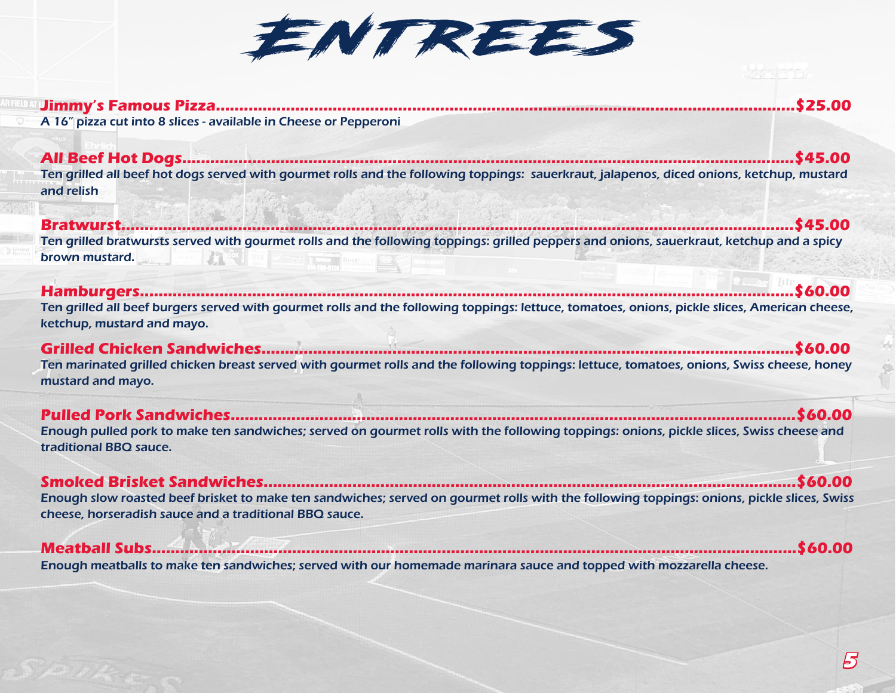# ENTREES

**Jimmy's Famous Pizza........................................................$25.00**
A 16" pizza cut into 8 slices - available in Cheese or Pepperoni

**All Beef Hot Dogs........................................................$45.00**
Ten grilled all beef hot dogs served with gourmet rolls and the following toppings: sauerkraut, jalapenos, diced onions, ketchup, mustard and relish

**Bratwurst........................................................$45.00**
Ten grilled bratwursts served with gourmet rolls and the following toppings: grilled peppers and onions, sauerkraut, ketchup and a spicy brown mustard.

**Hamburgers........................................................$60.00**
Ten grilled all beef burgers served with gourmet rolls and the following toppings: lettuce, tomatoes, onions, pickle slices, American cheese, ketchup, mustard and mayo.

**Grilled Chicken Sandwiches........................................................$60.00**
Ten marinated grilled chicken breast served with gourmet rolls and the following toppings: lettuce, tomatoes, onions, Swiss cheese, honey mustard and mayo.

**Pulled Pork Sandwiches........................................................$60.00**
Enough pulled pork to make ten sandwiches; served on gourmet rolls with the following toppings: onions, pickle slices, Swiss cheese and traditional BBQ sauce.

**Smoked Brisket Sandwiches........................................................$60.00**
Enough slow roasted beef brisket to make ten sandwiches; served on gourmet rolls with the following toppings: onions, pickle slices, Swiss cheese, horseradish sauce and a traditional BBQ sauce.

**Meatball Subs........................................................$60.00**
Enough meatballs to make ten sandwiches; served with our homemade marinara sauce and topped with mozzarella cheese.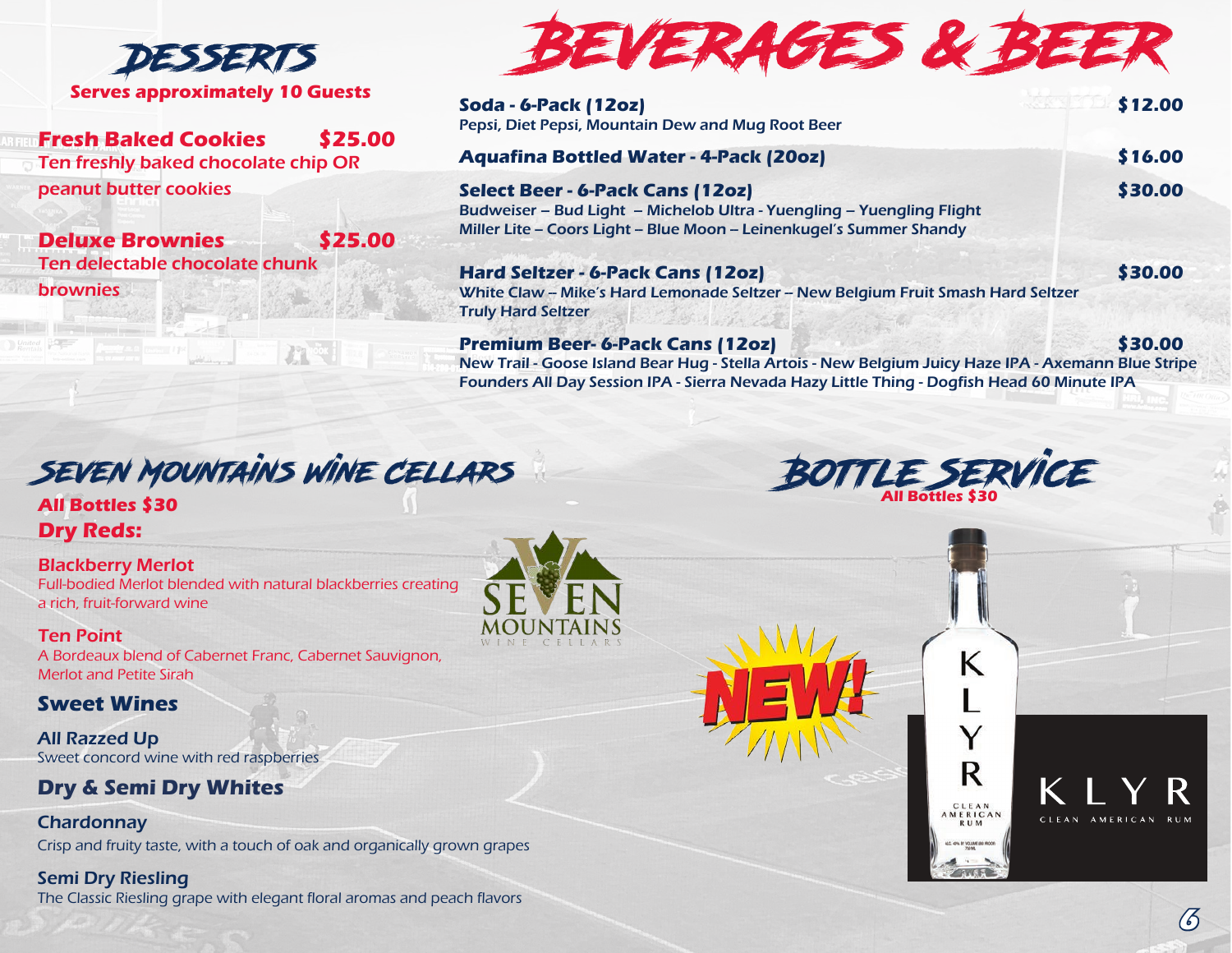# DESSERTS

**Serves approximately 10 Guests**

**Fresh Baked Cookies** **$25.00**
Ten freshly baked chocolate chip OR peanut butter cookies

**Deluxe Brownies** **$25.00**
Ten delectable chocolate chunk brownies

# BEVERAGES & BEER

**Soda - 6-Pack (12oz)** **$12.00**
Pepsi, Diet Pepsi, Mountain Dew and Mug Root Beer

**Aquafina Bottled Water - 4-Pack (20oz)** **$16.00**

**Select Beer - 6-Pack Cans (12oz)** **$30.00**
Budweiser – Bud Light – Michelob Ultra - Yuengling – Yuengling Flight
Miller Lite – Coors Light – Blue Moon – Leinenkugel's Summer Shandy

**Hard Seltzer - 6-Pack Cans (12oz)** **$30.00**
White Claw – Mike's Hard Lemonade Seltzer – New Belgium Fruit Smash Hard Seltzer
Truly Hard Seltzer

**Premium Beer- 6-Pack Cans (12oz)** **$30.00**
New Trail - Goose Island Bear Hug - Stella Artois - New Belgium Juicy Haze IPA - Axemann Blue Stripe
Founders All Day Session IPA - Sierra Nevada Hazy Little Thing - Dogfish Head 60 Minute IPA

# SEVEN MOUNTAINS WINE CELLARS

**All Bottles $30**

## Dry Reds:

**Blackberry Merlot**
Full-bodied Merlot blended with natural blackberries creating a rich, fruit-forward wine

**Ten Point**
A Bordeaux blend of Cabernet Franc, Cabernet Sauvignon, Merlot and Petite Sirah

## Sweet Wines

**All Razzed Up**
Sweet concord wine with red raspberries

## Dry & Semi Dry Whites

**Chardonnay**
Crisp and fruity taste, with a touch of oak and organically grown grapes

**Semi Dry Riesling**
The Classic Riesling grape with elegant floral aromas and peach flavors

# BOTTLE SERVICE

**All Bottles $30**

NEW!

KLYR
CLEAN AMERICAN RUM